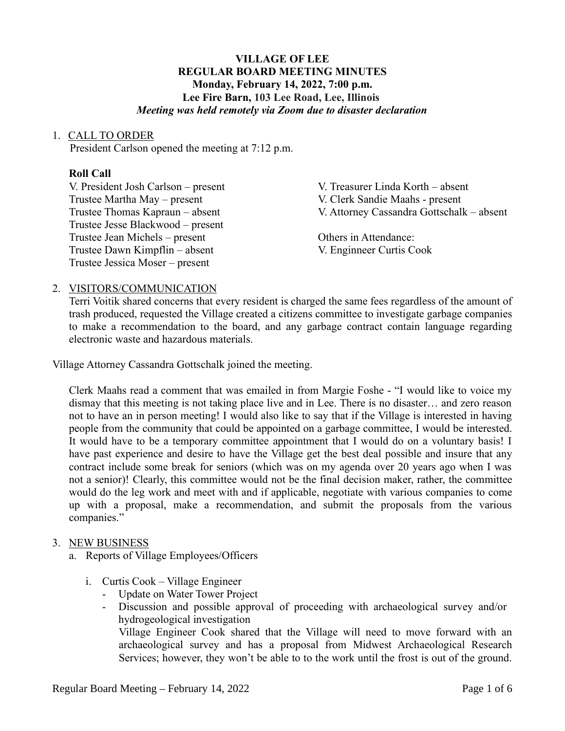# VILLAGE OF LEE
## REGULAR BOARD MEETING MINUTES
**Monday, February 14, 2022, 7:00 p.m.**
**Lee Fire Barn, 103 Lee Road, Lee, Illinois**
***Meeting was held remotely via Zoom due to disaster declaration***

1. CALL TO ORDER
   President Carlson opened the meeting at 7:12 p.m.

   **Roll Call**

   V. President Josh Carlson – present
   Trustee Martha May – present
   Trustee Thomas Kapraun – absent
   Trustee Jesse Blackwood – present
   Trustee Jean Michels – present
   Trustee Dawn Kimpflin – absent
   Trustee Jessica Moser – present

   V. Treasurer Linda Korth – absent
   V. Clerk Sandie Maahs - present
   V. Attorney Cassandra Gottschalk – absent

   Others in Attendance:
   V. Enginneer Curtis Cook

2. VISITORS/COMMUNICATION
   Terri Voitik shared concerns that every resident is charged the same fees regardless of the amount of trash produced, requested the Village created a citizens committee to investigate garbage companies to make a recommendation to the board, and any garbage contract contain language regarding electronic waste and hazardous materials.

Village Attorney Cassandra Gottschalk joined the meeting.

   Clerk Maahs read a comment that was emailed in from Margie Foshe - "I would like to voice my dismay that this meeting is not taking place live and in Lee. There is no disaster… and zero reason not to have an in person meeting! I would also like to say that if the Village is interested in having people from the community that could be appointed on a garbage committee, I would be interested. It would have to be a temporary committee appointment that I would do on a voluntary basis! I have past experience and desire to have the Village get the best deal possible and insure that any contract include some break for seniors (which was on my agenda over 20 years ago when I was not a senior)! Clearly, this committee would not be the final decision maker, rather, the committee would do the leg work and meet with and if applicable, negotiate with various companies to come up with a proposal, make a recommendation, and submit the proposals from the various companies."

3. NEW BUSINESS
   a. Reports of Village Employees/Officers

      i. Curtis Cook – Village Engineer
         - Update on Water Tower Project
         - Discussion and possible approval of proceeding with archaeological survey and/or hydrogeological investigation
           Village Engineer Cook shared that the Village will need to move forward with an archaeological survey and has a proposal from Midwest Archaeological Research Services; however, they won't be able to to the work until the frost is out of the ground.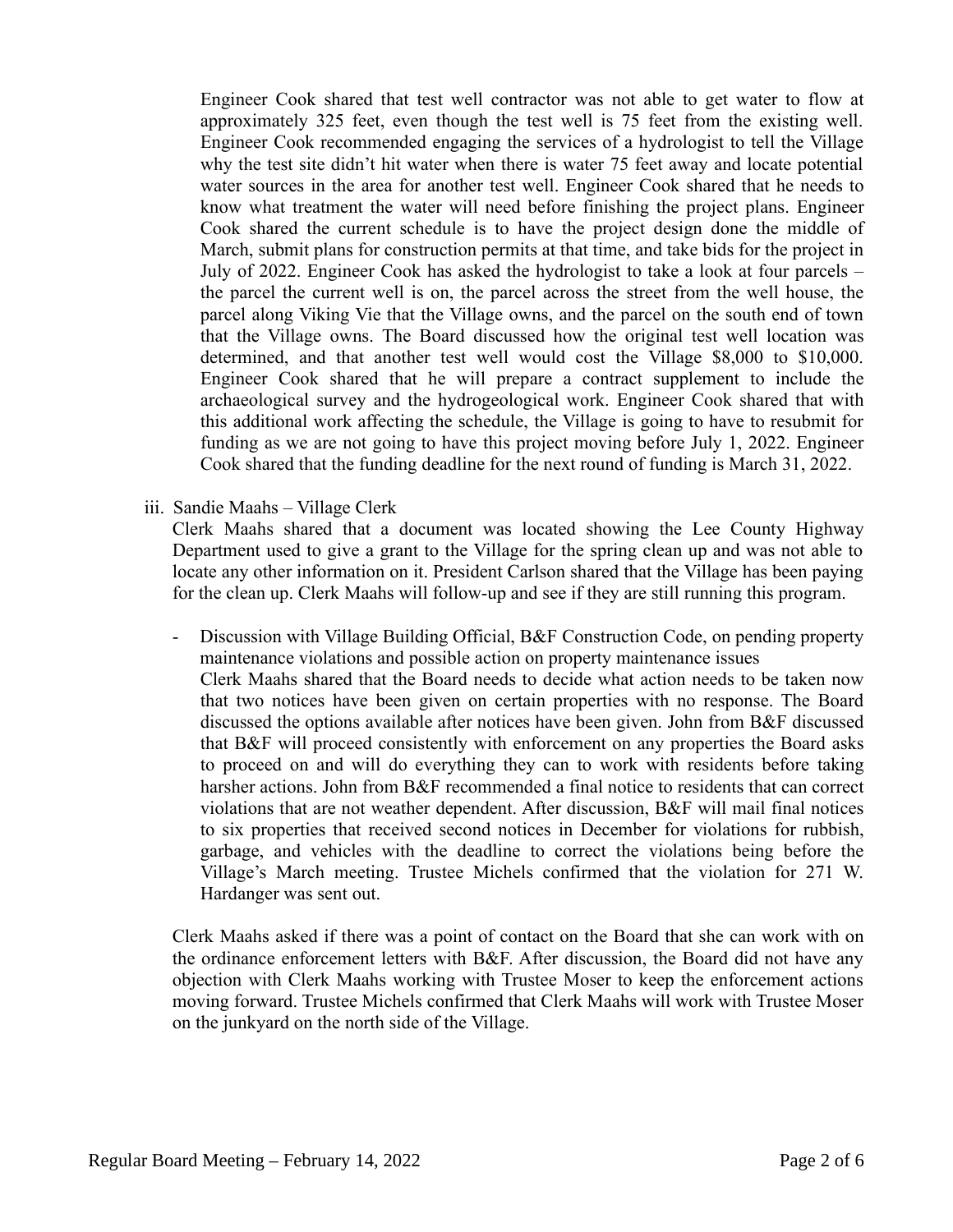Engineer Cook shared that test well contractor was not able to get water to flow at approximately 325 feet, even though the test well is 75 feet from the existing well. Engineer Cook recommended engaging the services of a hydrologist to tell the Village why the test site didn't hit water when there is water 75 feet away and locate potential water sources in the area for another test well. Engineer Cook shared that he needs to know what treatment the water will need before finishing the project plans. Engineer Cook shared the current schedule is to have the project design done the middle of March, submit plans for construction permits at that time, and take bids for the project in July of 2022. Engineer Cook has asked the hydrologist to take a look at four parcels – the parcel the current well is on, the parcel across the street from the well house, the parcel along Viking Vie that the Village owns, and the parcel on the south end of town that the Village owns. The Board discussed how the original test well location was determined, and that another test well would cost the Village $8,000 to $10,000. Engineer Cook shared that he will prepare a contract supplement to include the archaeological survey and the hydrogeological work. Engineer Cook shared that with this additional work affecting the schedule, the Village is going to have to resubmit for funding as we are not going to have this project moving before July 1, 2022. Engineer Cook shared that the funding deadline for the next round of funding is March 31, 2022.

iii. Sandie Maahs – Village Clerk

Clerk Maahs shared that a document was located showing the Lee County Highway Department used to give a grant to the Village for the spring clean up and was not able to locate any other information on it. President Carlson shared that the Village has been paying for the clean up. Clerk Maahs will follow-up and see if they are still running this program.

- Discussion with Village Building Official, B&F Construction Code, on pending property maintenance violations and possible action on property maintenance issues

  Clerk Maahs shared that the Board needs to decide what action needs to be taken now that two notices have been given on certain properties with no response. The Board discussed the options available after notices have been given. John from B&F discussed that B&F will proceed consistently with enforcement on any properties the Board asks to proceed on and will do everything they can to work with residents before taking harsher actions. John from B&F recommended a final notice to residents that can correct violations that are not weather dependent. After discussion, B&F will mail final notices to six properties that received second notices in December for violations for rubbish, garbage, and vehicles with the deadline to correct the violations being before the Village's March meeting. Trustee Michels confirmed that the violation for 271 W. Hardanger was sent out.

Clerk Maahs asked if there was a point of contact on the Board that she can work with on the ordinance enforcement letters with B&F. After discussion, the Board did not have any objection with Clerk Maahs working with Trustee Moser to keep the enforcement actions moving forward. Trustee Michels confirmed that Clerk Maahs will work with Trustee Moser on the junkyard on the north side of the Village.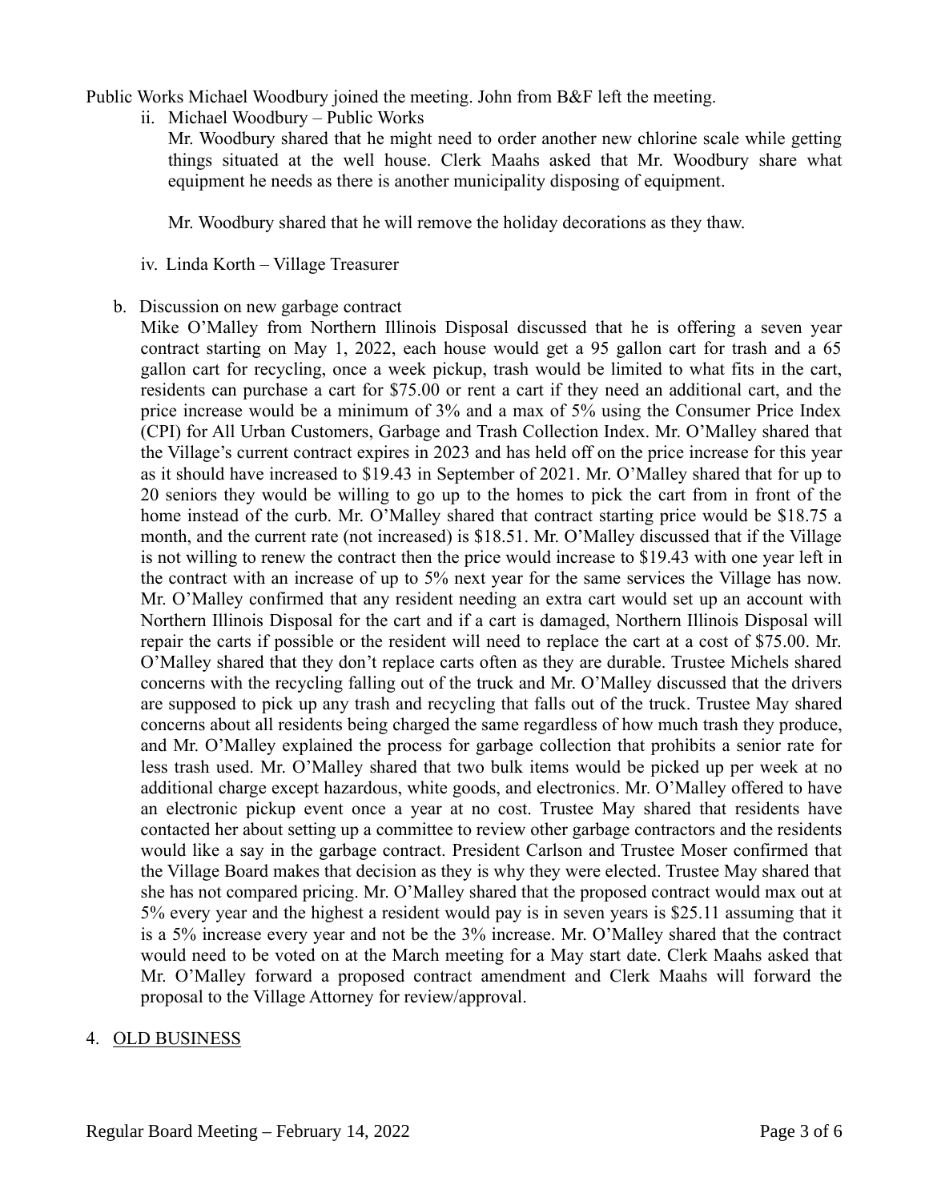Public Works Michael Woodbury joined the meeting. John from B&F left the meeting.

ii. Michael Woodbury – Public Works

Mr. Woodbury shared that he might need to order another new chlorine scale while getting things situated at the well house. Clerk Maahs asked that Mr. Woodbury share what equipment he needs as there is another municipality disposing of equipment.

Mr. Woodbury shared that he will remove the holiday decorations as they thaw.

iv. Linda Korth – Village Treasurer

b. Discussion on new garbage contract

Mike O'Malley from Northern Illinois Disposal discussed that he is offering a seven year contract starting on May 1, 2022, each house would get a 95 gallon cart for trash and a 65 gallon cart for recycling, once a week pickup, trash would be limited to what fits in the cart, residents can purchase a cart for $75.00 or rent a cart if they need an additional cart, and the price increase would be a minimum of 3% and a max of 5% using the Consumer Price Index (CPI) for All Urban Customers, Garbage and Trash Collection Index. Mr. O'Malley shared that the Village's current contract expires in 2023 and has held off on the price increase for this year as it should have increased to $19.43 in September of 2021. Mr. O'Malley shared that for up to 20 seniors they would be willing to go up to the homes to pick the cart from in front of the home instead of the curb. Mr. O'Malley shared that contract starting price would be $18.75 a month, and the current rate (not increased) is $18.51. Mr. O'Malley discussed that if the Village is not willing to renew the contract then the price would increase to $19.43 with one year left in the contract with an increase of up to 5% next year for the same services the Village has now. Mr. O'Malley confirmed that any resident needing an extra cart would set up an account with Northern Illinois Disposal for the cart and if a cart is damaged, Northern Illinois Disposal will repair the carts if possible or the resident will need to replace the cart at a cost of $75.00. Mr. O'Malley shared that they don't replace carts often as they are durable. Trustee Michels shared concerns with the recycling falling out of the truck and Mr. O'Malley discussed that the drivers are supposed to pick up any trash and recycling that falls out of the truck. Trustee May shared concerns about all residents being charged the same regardless of how much trash they produce, and Mr. O'Malley explained the process for garbage collection that prohibits a senior rate for less trash used. Mr. O'Malley shared that two bulk items would be picked up per week at no additional charge except hazardous, white goods, and electronics. Mr. O'Malley offered to have an electronic pickup event once a year at no cost. Trustee May shared that residents have contacted her about setting up a committee to review other garbage contractors and the residents would like a say in the garbage contract. President Carlson and Trustee Moser confirmed that the Village Board makes that decision as they is why they were elected. Trustee May shared that she has not compared pricing. Mr. O'Malley shared that the proposed contract would max out at 5% every year and the highest a resident would pay is in seven years is $25.11 assuming that it is a 5% increase every year and not be the 3% increase. Mr. O'Malley shared that the contract would need to be voted on at the March meeting for a May start date. Clerk Maahs asked that Mr. O'Malley forward a proposed contract amendment and Clerk Maahs will forward the proposal to the Village Attorney for review/approval.

4. <u>OLD BUSINESS</u>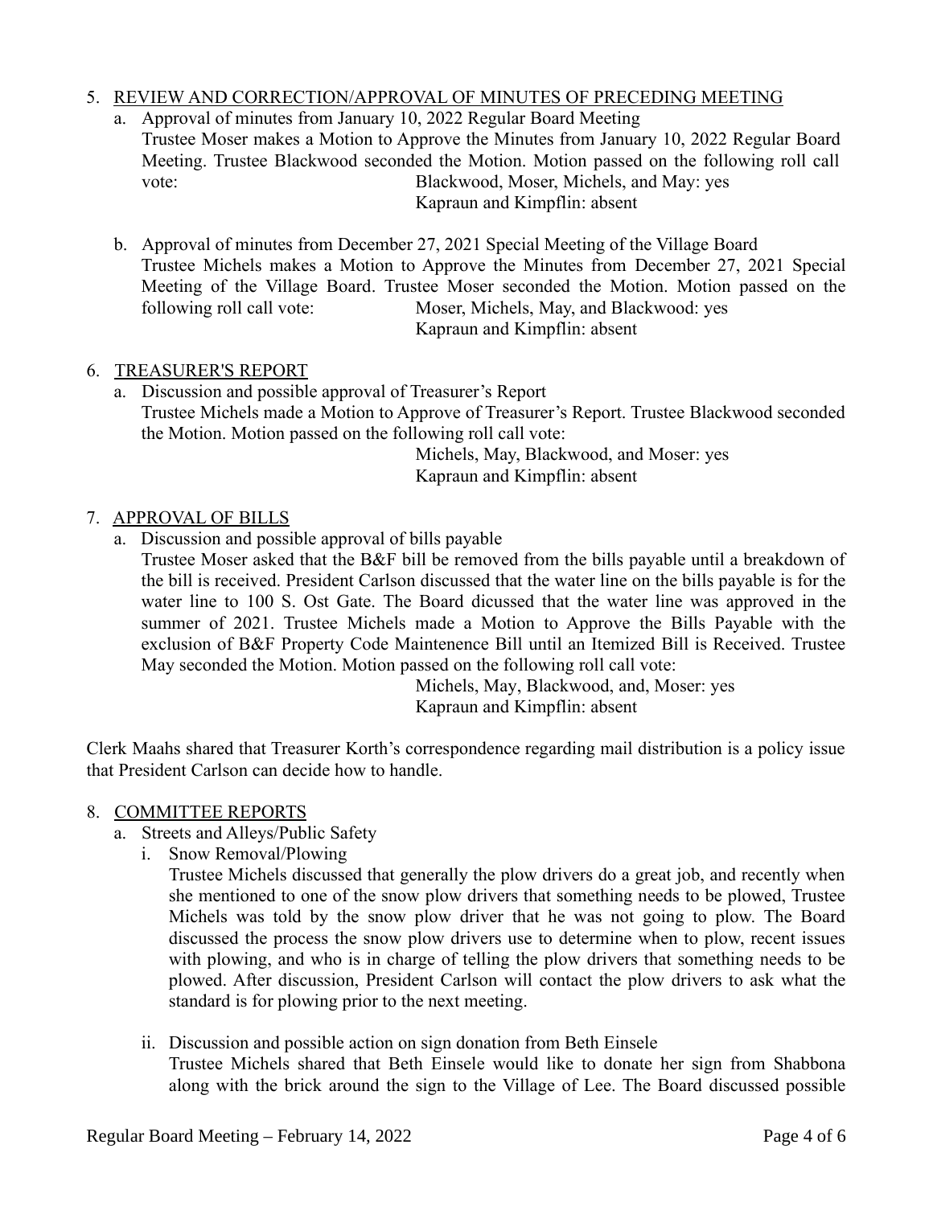5. REVIEW AND CORRECTION/APPROVAL OF MINUTES OF PRECEDING MEETING
   a. Approval of minutes from January 10, 2022 Regular Board Meeting
      Trustee Moser makes a Motion to Approve the Minutes from January 10, 2022 Regular Board Meeting. Trustee Blackwood seconded the Motion. Motion passed on the following roll call vote: Blackwood, Moser, Michels, and May: yes
      Kapraun and Kimpflin: absent

   b. Approval of minutes from December 27, 2021 Special Meeting of the Village Board
      Trustee Michels makes a Motion to Approve the Minutes from December 27, 2021 Special Meeting of the Village Board. Trustee Moser seconded the Motion. Motion passed on the following roll call vote: Moser, Michels, May, and Blackwood: yes
      Kapraun and Kimpflin: absent

6. TREASURER'S REPORT
   a. Discussion and possible approval of Treasurer's Report
      Trustee Michels made a Motion to Approve of Treasurer's Report. Trustee Blackwood seconded the Motion. Motion passed on the following roll call vote:
      Michels, May, Blackwood, and Moser: yes
      Kapraun and Kimpflin: absent

7. APPROVAL OF BILLS
   a. Discussion and possible approval of bills payable
      Trustee Moser asked that the B&F bill be removed from the bills payable until a breakdown of the bill is received. President Carlson discussed that the water line on the bills payable is for the water line to 100 S. Ost Gate. The Board dicussed that the water line was approved in the summer of 2021. Trustee Michels made a Motion to Approve the Bills Payable with the exclusion of B&F Property Code Maintenence Bill until an Itemized Bill is Received. Trustee May seconded the Motion. Motion passed on the following roll call vote:
      Michels, May, Blackwood, and, Moser: yes
      Kapraun and Kimpflin: absent

Clerk Maahs shared that Treasurer Korth's correspondence regarding mail distribution is a policy issue that President Carlson can decide how to handle.

8. COMMITTEE REPORTS
   a. Streets and Alleys/Public Safety
      i. Snow Removal/Plowing
         Trustee Michels discussed that generally the plow drivers do a great job, and recently when she mentioned to one of the snow plow drivers that something needs to be plowed, Trustee Michels was told by the snow plow driver that he was not going to plow. The Board discussed the process the snow plow drivers use to determine when to plow, recent issues with plowing, and who is in charge of telling the plow drivers that something needs to be plowed. After discussion, President Carlson will contact the plow drivers to ask what the standard is for plowing prior to the next meeting.

      ii. Discussion and possible action on sign donation from Beth Einsele
         Trustee Michels shared that Beth Einsele would like to donate her sign from Shabbona along with the brick around the sign to the Village of Lee. The Board discussed possible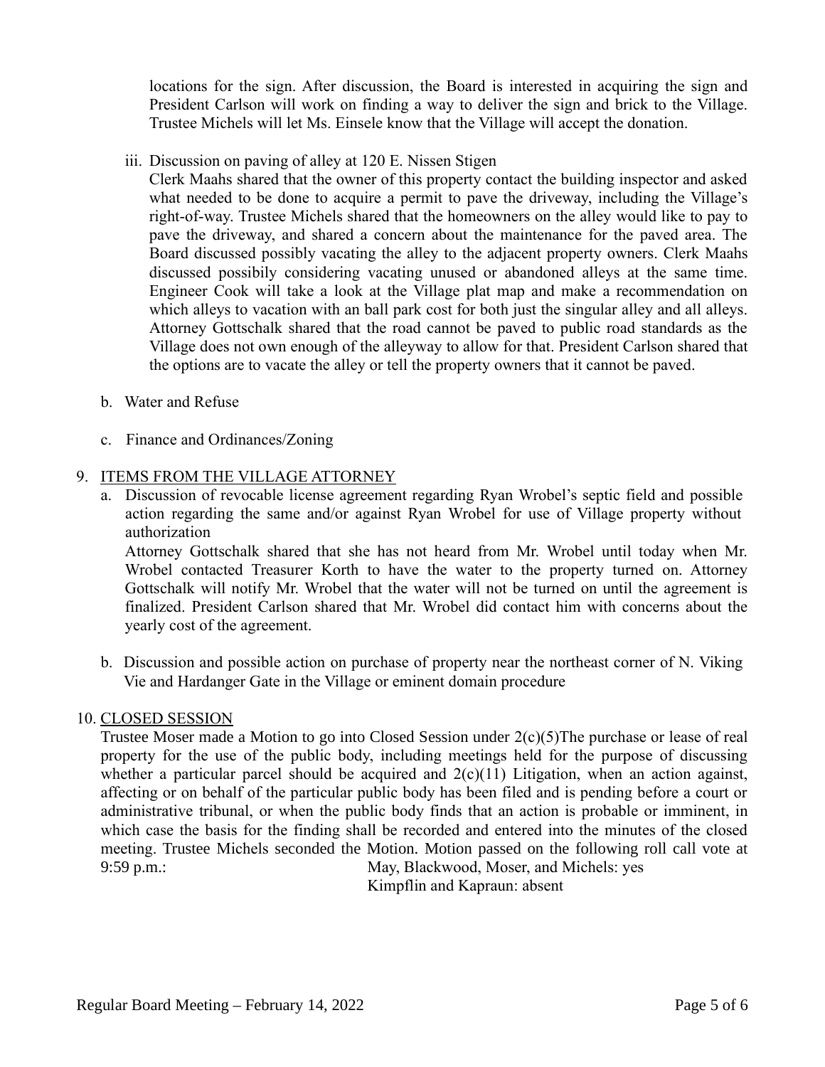locations for the sign. After discussion, the Board is interested in acquiring the sign and President Carlson will work on finding a way to deliver the sign and brick to the Village. Trustee Michels will let Ms. Einsele know that the Village will accept the donation.

iii. Discussion on paving of alley at 120 E. Nissen Stigen

Clerk Maahs shared that the owner of this property contact the building inspector and asked what needed to be done to acquire a permit to pave the driveway, including the Village's right-of-way. Trustee Michels shared that the homeowners on the alley would like to pay to pave the driveway, and shared a concern about the maintenance for the paved area. The Board discussed possibly vacating the alley to the adjacent property owners. Clerk Maahs discussed possibily considering vacating unused or abandoned alleys at the same time. Engineer Cook will take a look at the Village plat map and make a recommendation on which alleys to vacation with an ball park cost for both just the singular alley and all alleys. Attorney Gottschalk shared that the road cannot be paved to public road standards as the Village does not own enough of the alleyway to allow for that. President Carlson shared that the options are to vacate the alley or tell the property owners that it cannot be paved.

b. Water and Refuse

c. Finance and Ordinances/Zoning

9. ITEMS FROM THE VILLAGE ATTORNEY

a. Discussion of revocable license agreement regarding Ryan Wrobel's septic field and possible action regarding the same and/or against Ryan Wrobel for use of Village property without authorization

Attorney Gottschalk shared that she has not heard from Mr. Wrobel until today when Mr. Wrobel contacted Treasurer Korth to have the water to the property turned on. Attorney Gottschalk will notify Mr. Wrobel that the water will not be turned on until the agreement is finalized. President Carlson shared that Mr. Wrobel did contact him with concerns about the yearly cost of the agreement.

b. Discussion and possible action on purchase of property near the northeast corner of N. Viking Vie and Hardanger Gate in the Village or eminent domain procedure

10. CLOSED SESSION

Trustee Moser made a Motion to go into Closed Session under 2(c)(5)The purchase or lease of real property for the use of the public body, including meetings held for the purpose of discussing whether a particular parcel should be acquired and 2(c)(11) Litigation, when an action against, affecting or on behalf of the particular public body has been filed and is pending before a court or administrative tribunal, or when the public body finds that an action is probable or imminent, in which case the basis for the finding shall be recorded and entered into the minutes of the closed meeting. Trustee Michels seconded the Motion. Motion passed on the following roll call vote at 9:59 p.m.:

May, Blackwood, Moser, and Michels: yes
Kimpflin and Kapraun: absent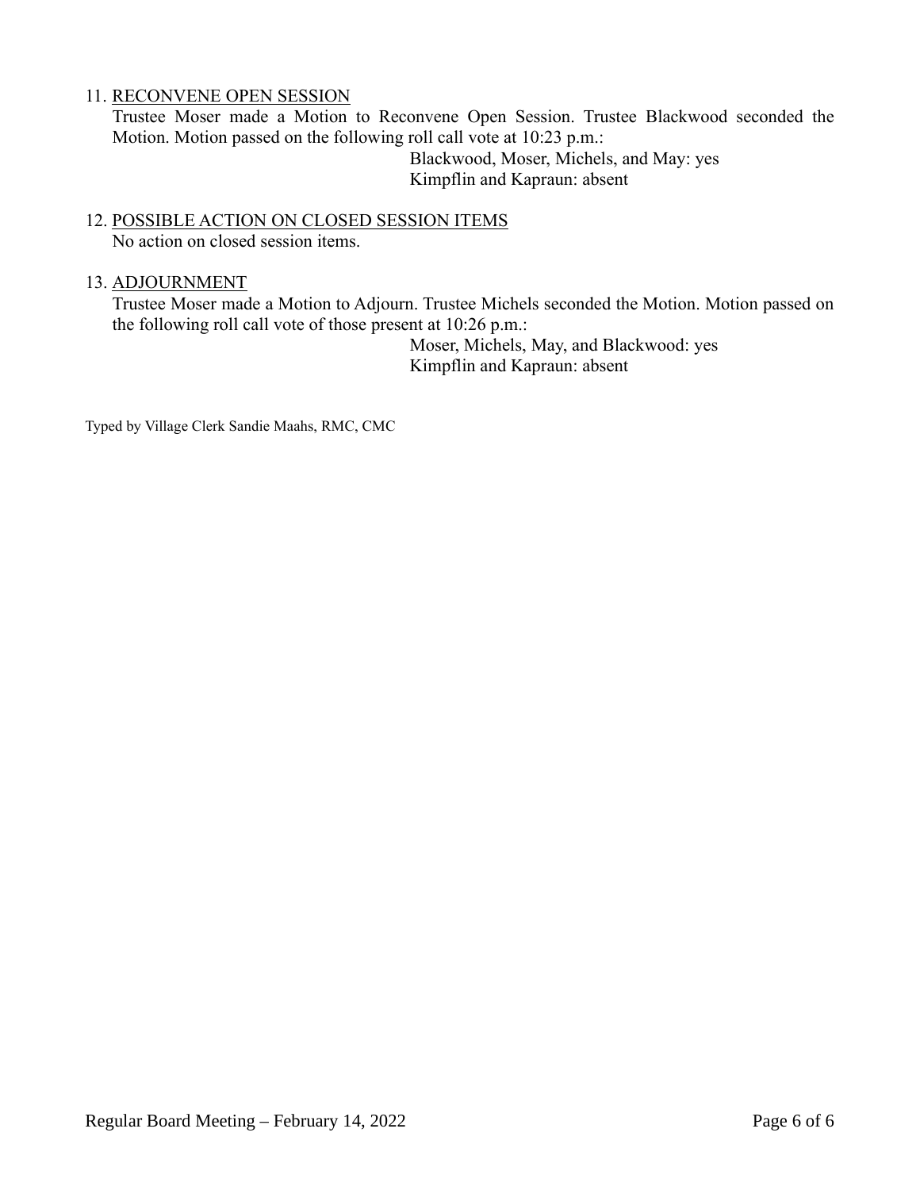11. <u>RECONVENE OPEN SESSION</u>

    Trustee Moser made a Motion to Reconvene Open Session. Trustee Blackwood seconded the Motion. Motion passed on the following roll call vote at 10:23 p.m.:

    Blackwood, Moser, Michels, and May: yes
    Kimpflin and Kapraun: absent

12. <u>POSSIBLE ACTION ON CLOSED SESSION ITEMS</u>

    No action on closed session items.

13. <u>ADJOURNMENT</u>

    Trustee Moser made a Motion to Adjourn. Trustee Michels seconded the Motion. Motion passed on the following roll call vote of those present at 10:26 p.m.:

    Moser, Michels, May, and Blackwood: yes
    Kimpflin and Kapraun: absent

Typed by Village Clerk Sandie Maahs, RMC, CMC